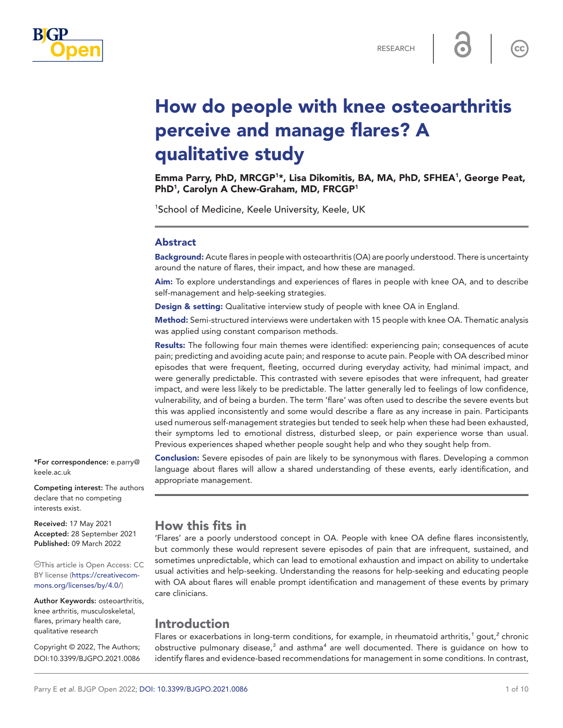RESEARCH

# How do people with knee osteoarthritis perceive and manage flares? A qualitative study

**Emma Parry, PhD, MRCGP[1]*, Lisa Dikomitis, BA, MA, PhD, SFHEA[1], George Peat, PhD[1], Carolyn A Chew-Graham, MD, FRCGP[1]**

[1]School of Medicine, Keele University, Keele, UK

## Abstract

**Background:** Acute flares in people with osteoarthritis (OA) are poorly understood. There is uncertainty around the nature of flares, their impact, and how these are managed.

**Aim:** To explore understandings and experiences of flares in people with knee OA, and to describe self-management and help-seeking strategies.

**Design & setting:** Qualitative interview study of people with knee OA in England.

**Method:** Semi-structured interviews were undertaken with 15 people with knee OA. Thematic analysis was applied using constant comparison methods.

**Results:** The following four main themes were identified: experiencing pain; consequences of acute pain; predicting and avoiding acute pain; and response to acute pain. People with OA described minor episodes that were frequent, fleeting, occurred during everyday activity, had minimal impact, and were generally predictable. This contrasted with severe episodes that were infrequent, had greater impact, and were less likely to be predictable. The latter generally led to feelings of low confidence, vulnerability, and of being a burden. The term 'flare' was often used to describe the severe events but this was applied inconsistently and some would describe a flare as any increase in pain. Participants used numerous self-management strategies but tended to seek help when these had been exhausted, their symptoms led to emotional distress, disturbed sleep, or pain experience worse than usual. Previous experiences shaped whether people sought help and who they sought help from.

**Conclusion:** Severe episodes of pain are likely to be synonymous with flares. Developing a common language about flares will allow a shared understanding of these events, early identification, and appropriate management.

*For correspondence: e.parry@keele.ac.uk

**Competing interest:** The authors declare that no competing interests exist.

**Received:** 17 May 2021
**Accepted:** 28 September 2021
**Published:** 09 March 2022

This article is Open Access: CC BY license (https://creativecommons.org/licenses/by/4.0/)

**Author Keywords:** osteoarthritis, knee arthritis, musculoskeletal, flares, primary health care, qualitative research

Copyright © 2022, The Authors; DOI:10.3399/BJGPO.2021.0086

## How this fits in

'Flares' are a poorly understood concept in OA. People with knee OA define flares inconsistently, but commonly these would represent severe episodes of pain that are infrequent, sustained, and sometimes unpredictable, which can lead to emotional exhaustion and impact on ability to undertake usual activities and help-seeking. Understanding the reasons for help-seeking and educating people with OA about flares will enable prompt identification and management of these events by primary care clinicians.

## Introduction

Flares or exacerbations in long-term conditions, for example, in rheumatoid arthritis,[1] gout,[2] chronic obstructive pulmonary disease,[3] and asthma[4] are well documented. There is guidance on how to identify flares and evidence-based recommendations for management in some conditions. In contrast,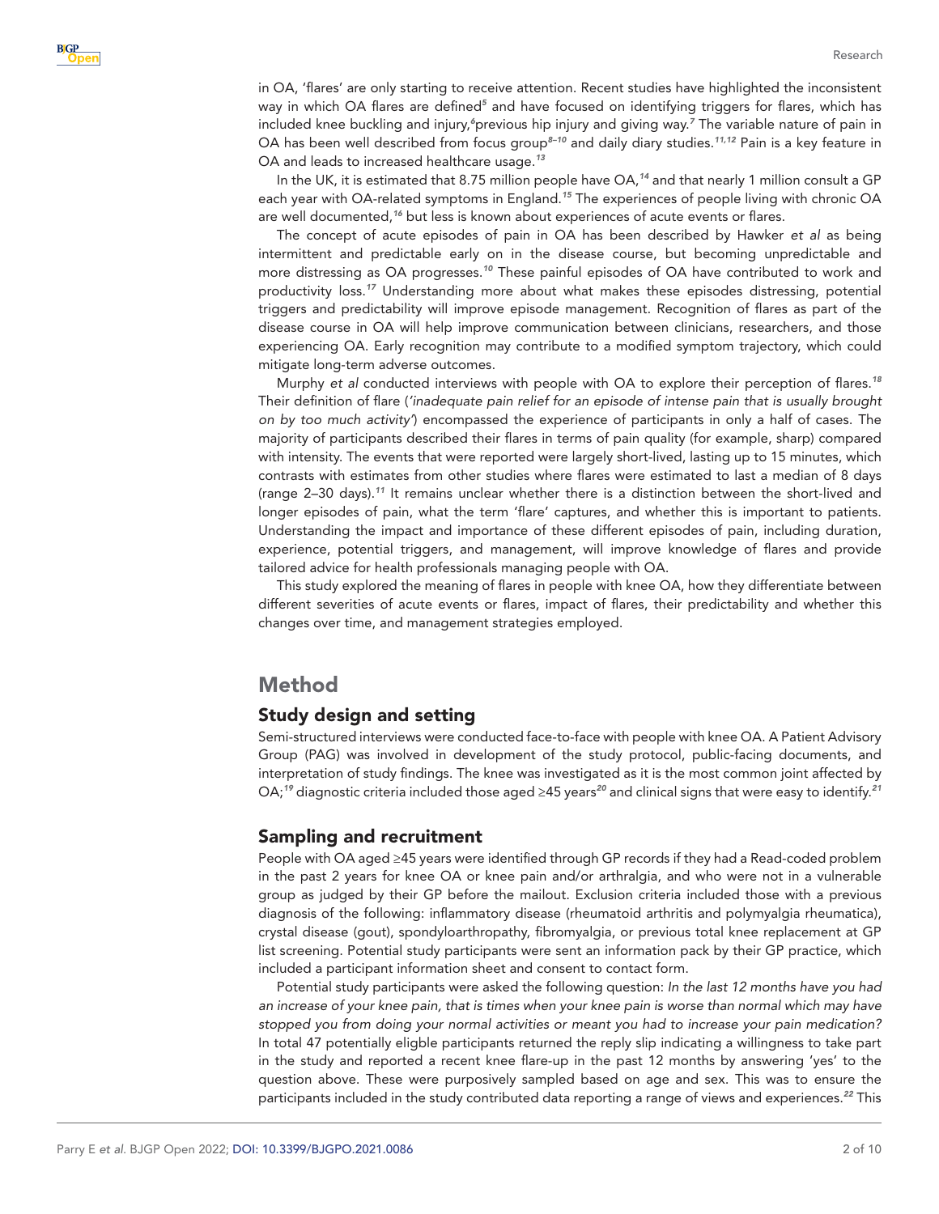in OA, 'flares' are only starting to receive attention. Recent studies have highlighted the inconsistent way in which OA flares are defined[5] and have focused on identifying triggers for flares, which has included knee buckling and injury,[6]previous hip injury and giving way.[7] The variable nature of pain in OA has been well described from focus group[8–10] and daily diary studies.[11,12] Pain is a key feature in OA and leads to increased healthcare usage.[13]

In the UK, it is estimated that 8.75 million people have OA,[14] and that nearly 1 million consult a GP each year with OA-related symptoms in England.[15] The experiences of people living with chronic OA are well documented,[16] but less is known about experiences of acute events or flares.

The concept of acute episodes of pain in OA has been described by Hawker *et al* as being intermittent and predictable early on in the disease course, but becoming unpredictable and more distressing as OA progresses.[10] These painful episodes of OA have contributed to work and productivity loss.[17] Understanding more about what makes these episodes distressing, potential triggers and predictability will improve episode management. Recognition of flares as part of the disease course in OA will help improve communication between clinicians, researchers, and those experiencing OA. Early recognition may contribute to a modified symptom trajectory, which could mitigate long-term adverse outcomes.

Murphy *et al* conducted interviews with people with OA to explore their perception of flares.[18] Their definition of flare (*'inadequate pain relief for an episode of intense pain that is usually brought on by too much activity'*) encompassed the experience of participants in only a half of cases. The majority of participants described their flares in terms of pain quality (for example, sharp) compared with intensity. The events that were reported were largely short-lived, lasting up to 15 minutes, which contrasts with estimates from other studies where flares were estimated to last a median of 8 days (range 2–30 days).[11] It remains unclear whether there is a distinction between the short-lived and longer episodes of pain, what the term 'flare' captures, and whether this is important to patients. Understanding the impact and importance of these different episodes of pain, including duration, experience, potential triggers, and management, will improve knowledge of flares and provide tailored advice for health professionals managing people with OA.

This study explored the meaning of flares in people with knee OA, how they differentiate between different severities of acute events or flares, impact of flares, their predictability and whether this changes over time, and management strategies employed.

# Method

## Study design and setting

Semi-structured interviews were conducted face-to-face with people with knee OA. A Patient Advisory Group (PAG) was involved in development of the study protocol, public-facing documents, and interpretation of study findings. The knee was investigated as it is the most common joint affected by OA;[19] diagnostic criteria included those aged ≥45 years[20] and clinical signs that were easy to identify.[21]

## Sampling and recruitment

People with OA aged ≥45 years were identified through GP records if they had a Read-coded problem in the past 2 years for knee OA or knee pain and/or arthralgia, and who were not in a vulnerable group as judged by their GP before the mailout. Exclusion criteria included those with a previous diagnosis of the following: inflammatory disease (rheumatoid arthritis and polymyalgia rheumatica), crystal disease (gout), spondyloarthropathy, fibromyalgia, or previous total knee replacement at GP list screening. Potential study participants were sent an information pack by their GP practice, which included a participant information sheet and consent to contact form.

Potential study participants were asked the following question: *In the last 12 months have you had an increase of your knee pain, that is times when your knee pain is worse than normal which may have stopped you from doing your normal activities or meant you had to increase your pain medication?* In total 47 potentially eligible participants returned the reply slip indicating a willingness to take part in the study and reported a recent knee flare-up in the past 12 months by answering 'yes' to the question above. These were purposively sampled based on age and sex. This was to ensure the participants included in the study contributed data reporting a range of views and experiences.[22] This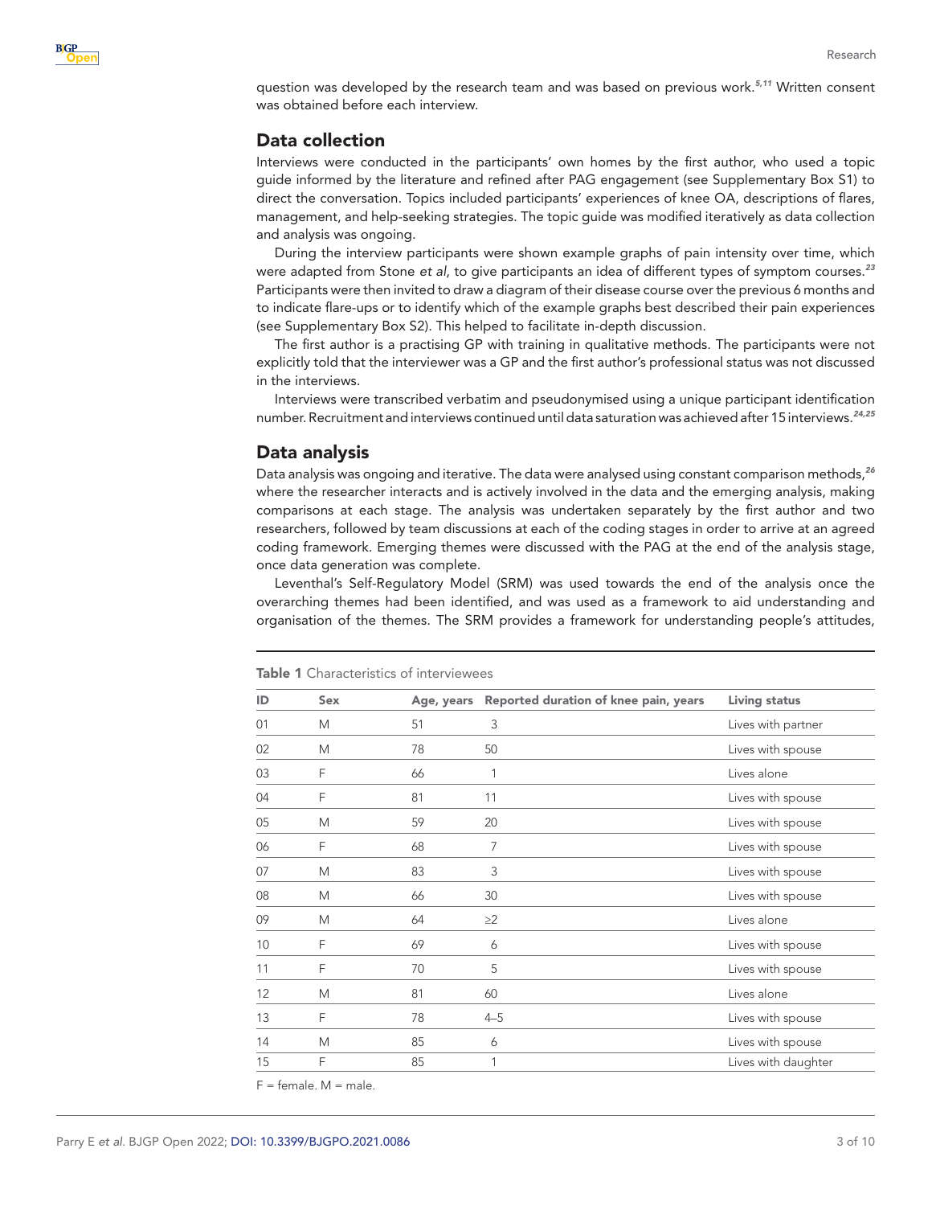question was developed by the research team and was based on previous work.[5,11] Written consent was obtained before each interview.

## Data collection

Interviews were conducted in the participants' own homes by the first author, who used a topic guide informed by the literature and refined after PAG engagement (see Supplementary Box S1) to direct the conversation. Topics included participants' experiences of knee OA, descriptions of flares, management, and help-seeking strategies. The topic guide was modified iteratively as data collection and analysis was ongoing.

During the interview participants were shown example graphs of pain intensity over time, which were adapted from Stone *et al*, to give participants an idea of different types of symptom courses.[23] Participants were then invited to draw a diagram of their disease course over the previous 6 months and to indicate flare-ups or to identify which of the example graphs best described their pain experiences (see Supplementary Box S2). This helped to facilitate in-depth discussion.

The first author is a practising GP with training in qualitative methods. The participants were not explicitly told that the interviewer was a GP and the first author's professional status was not discussed in the interviews.

Interviews were transcribed verbatim and pseudonymised using a unique participant identification number. Recruitment and interviews continued until data saturation was achieved after 15 interviews.[24,25]

## Data analysis

Data analysis was ongoing and iterative. The data were analysed using constant comparison methods,[26] where the researcher interacts and is actively involved in the data and the emerging analysis, making comparisons at each stage. The analysis was undertaken separately by the first author and two researchers, followed by team discussions at each of the coding stages in order to arrive at an agreed coding framework. Emerging themes were discussed with the PAG at the end of the analysis stage, once data generation was complete.

Leventhal's Self-Regulatory Model (SRM) was used towards the end of the analysis once the overarching themes had been identified, and was used as a framework to aid understanding and organisation of the themes. The SRM provides a framework for understanding people's attitudes,

**Table 1** Characteristics of interviewees

| ID | Sex | Age, years | Reported duration of knee pain, years | Living status |
|---|---|---|---|---|
| 01 | M | 51 | 3 | Lives with partner |
| 02 | M | 78 | 50 | Lives with spouse |
| 03 | F | 66 | 1 | Lives alone |
| 04 | F | 81 | 11 | Lives with spouse |
| 05 | M | 59 | 20 | Lives with spouse |
| 06 | F | 68 | 7 | Lives with spouse |
| 07 | M | 83 | 3 | Lives with spouse |
| 08 | M | 66 | 30 | Lives with spouse |
| 09 | M | 64 | ≥2 | Lives alone |
| 10 | F | 69 | 6 | Lives with spouse |
| 11 | F | 70 | 5 | Lives with spouse |
| 12 | M | 81 | 60 | Lives alone |
| 13 | F | 78 | 4–5 | Lives with spouse |
| 14 | M | 85 | 6 | Lives with spouse |
| 15 | F | 85 | 1 | Lives with daughter |

F = female. M = male.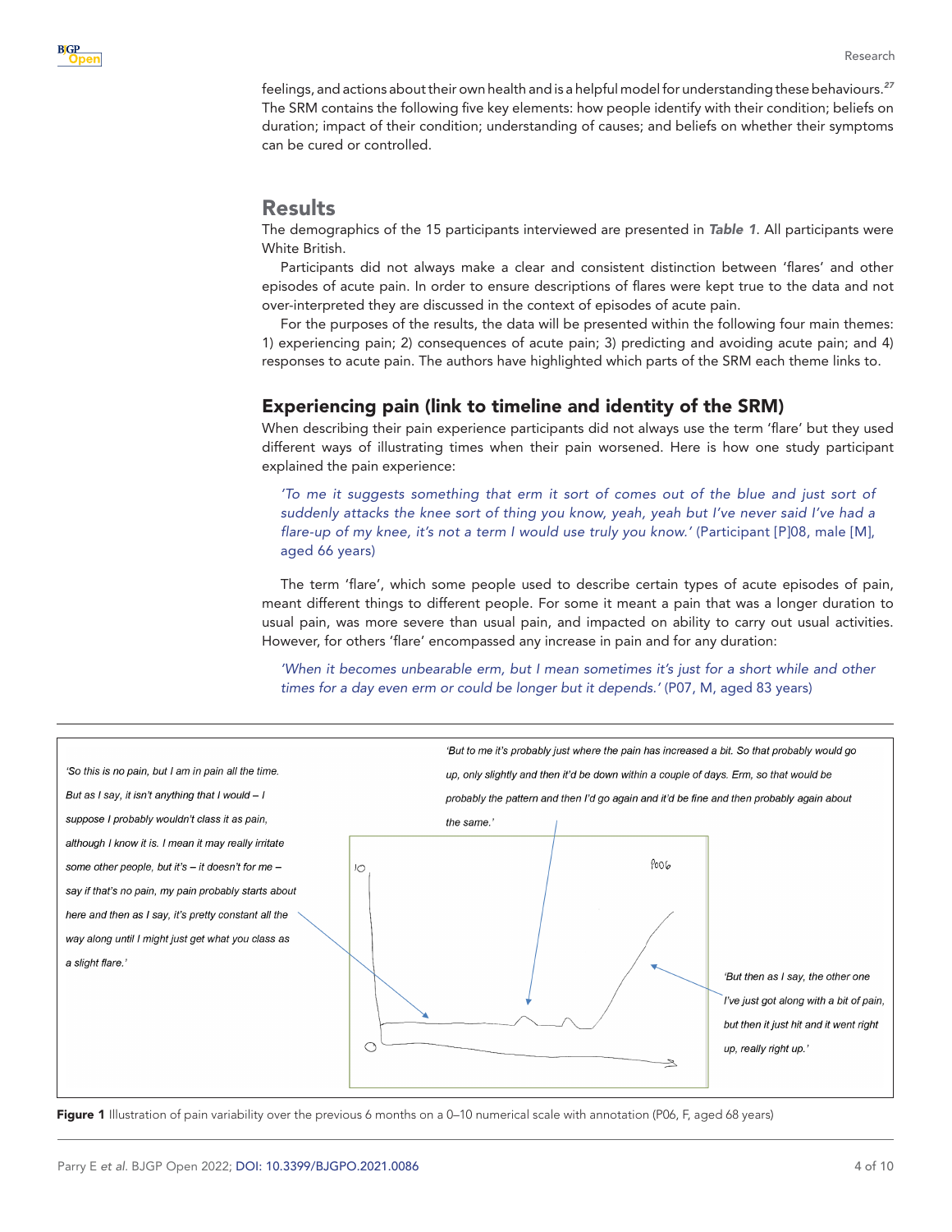feelings, and actions about their own health and is a helpful model for understanding these behaviours.[27] The SRM contains the following five key elements: how people identify with their condition; beliefs on duration; impact of their condition; understanding of causes; and beliefs on whether their symptoms can be cured or controlled.

## Results

The demographics of the 15 participants interviewed are presented in ***Table 1***. All participants were White British.

Participants did not always make a clear and consistent distinction between 'flares' and other episodes of acute pain. In order to ensure descriptions of flares were kept true to the data and not over-interpreted they are discussed in the context of episodes of acute pain.

For the purposes of the results, the data will be presented within the following four main themes: 1) experiencing pain; 2) consequences of acute pain; 3) predicting and avoiding acute pain; and 4) responses to acute pain. The authors have highlighted which parts of the SRM each theme links to.

### Experiencing pain (link to timeline and identity of the SRM)

When describing their pain experience participants did not always use the term 'flare' but they used different ways of illustrating times when their pain worsened. Here is how one study participant explained the pain experience:

> *'To me it suggests something that erm it sort of comes out of the blue and just sort of suddenly attacks the knee sort of thing you know, yeah, yeah but I've never said I've had a flare-up of my knee, it's not a term I would use truly you know.'* (Participant [P]08, male [M], aged 66 years)

The term 'flare', which some people used to describe certain types of acute episodes of pain, meant different things to different people. For some it meant a pain that was a longer duration to usual pain, was more severe than usual pain, and impacted on ability to carry out usual activities. However, for others 'flare' encompassed any increase in pain and for any duration:

> *'When it becomes unbearable erm, but I mean sometimes it's just for a short while and other times for a day even erm or could be longer but it depends.'* (P07, M, aged 83 years)

*'So this is no pain, but I am in pain all the time. But as I say, it isn't anything that I would – I suppose I probably wouldn't class it as pain, although I know it is. I mean it may really irritate some other people, but it's – it doesn't for me – say if that's no pain, my pain probably starts about here and then as I say, it's pretty constant all the way along until I might just get what you class as a slight flare.'*

*'But to me it's probably just where the pain has increased a bit. So that probably would go up, only slightly and then it'd be down within a couple of days. Erm, so that would be probably the pattern and then I'd go again and it'd be fine and then probably again about the same.'*

*'But then as I say, the other one I've just got along with a bit of pain, but then it just hit and it went right up, really right up.'*

**Figure 1** Illustration of pain variability over the previous 6 months on a 0–10 numerical scale with annotation (P06, F, aged 68 years)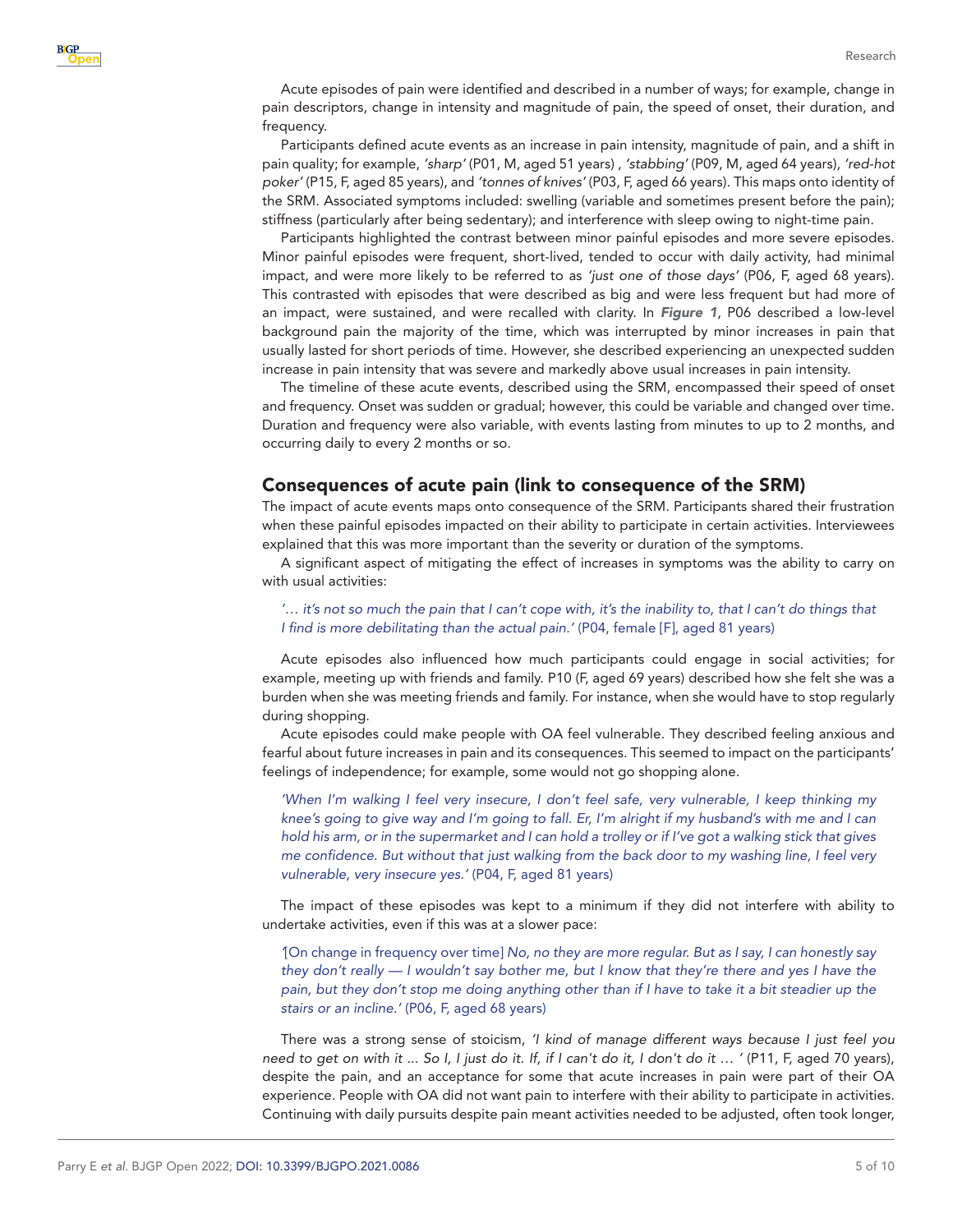Acute episodes of pain were identified and described in a number of ways; for example, change in pain descriptors, change in intensity and magnitude of pain, the speed of onset, their duration, and frequency.

Participants defined acute events as an increase in pain intensity, magnitude of pain, and a shift in pain quality; for example, *'sharp'* (P01, M, aged 51 years) , *'stabbing'* (P09, M, aged 64 years), *'red-hot poker'* (P15, F, aged 85 years), and *'tonnes of knives'* (P03, F, aged 66 years). This maps onto identity of the SRM. Associated symptoms included: swelling (variable and sometimes present before the pain); stiffness (particularly after being sedentary); and interference with sleep owing to night-time pain.

Participants highlighted the contrast between minor painful episodes and more severe episodes. Minor painful episodes were frequent, short-lived, tended to occur with daily activity, had minimal impact, and were more likely to be referred to as *'just one of those days'* (P06, F, aged 68 years). This contrasted with episodes that were described as big and were less frequent but had more of an impact, were sustained, and were recalled with clarity. In ***Figure 1***, P06 described a low-level background pain the majority of the time, which was interrupted by minor increases in pain that usually lasted for short periods of time. However, she described experiencing an unexpected sudden increase in pain intensity that was severe and markedly above usual increases in pain intensity.

The timeline of these acute events, described using the SRM, encompassed their speed of onset and frequency. Onset was sudden or gradual; however, this could be variable and changed over time. Duration and frequency were also variable, with events lasting from minutes to up to 2 months, and occurring daily to every 2 months or so.

## Consequences of acute pain (link to consequence of the SRM)

The impact of acute events maps onto consequence of the SRM. Participants shared their frustration when these painful episodes impacted on their ability to participate in certain activities. Interviewees explained that this was more important than the severity or duration of the symptoms.

A significant aspect of mitigating the effect of increases in symptoms was the ability to carry on with usual activities:

> *'… it's not so much the pain that I can't cope with, it's the inability to, that I can't do things that I find is more debilitating than the actual pain.'* (P04, female [F], aged 81 years)

Acute episodes also influenced how much participants could engage in social activities; for example, meeting up with friends and family. P10 (F, aged 69 years) described how she felt she was a burden when she was meeting friends and family. For instance, when she would have to stop regularly during shopping.

Acute episodes could make people with OA feel vulnerable. They described feeling anxious and fearful about future increases in pain and its consequences. This seemed to impact on the participants' feelings of independence; for example, some would not go shopping alone.

> *'When I'm walking I feel very insecure, I don't feel safe, very vulnerable, I keep thinking my knee's going to give way and I'm going to fall. Er, I'm alright if my husband's with me and I can hold his arm, or in the supermarket and I can hold a trolley or if I've got a walking stick that gives me confidence. But without that just walking from the back door to my washing line, I feel very vulnerable, very insecure yes.'* (P04, F, aged 81 years)

The impact of these episodes was kept to a minimum if they did not interfere with ability to undertake activities, even if this was at a slower pace:

> *'*[On change in frequency over time] *No, no they are more regular. But as I say, I can honestly say they don't really — I wouldn't say bother me, but I know that they're there and yes I have the pain, but they don't stop me doing anything other than if I have to take it a bit steadier up the stairs or an incline.'* (P06, F, aged 68 years)

There was a strong sense of stoicism, *'I kind of manage different ways because I just feel you need to get on with it ... So I, I just do it. If, if I can't do it, I don't do it … '* (P11, F, aged 70 years), despite the pain, and an acceptance for some that acute increases in pain were part of their OA experience. People with OA did not want pain to interfere with their ability to participate in activities. Continuing with daily pursuits despite pain meant activities needed to be adjusted, often took longer,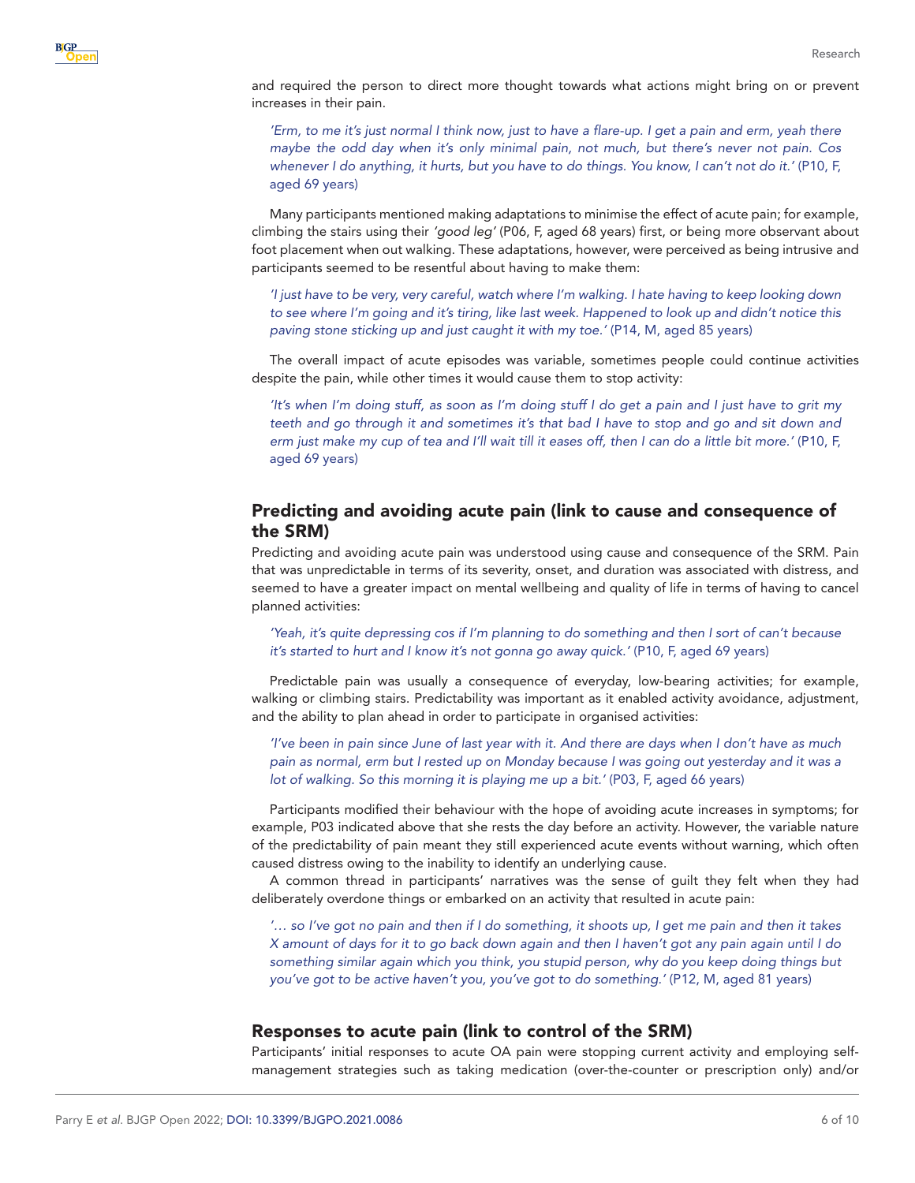and required the person to direct more thought towards what actions might bring on or prevent increases in their pain.

> *'Erm, to me it's just normal I think now, just to have a flare-up. I get a pain and erm, yeah there maybe the odd day when it's only minimal pain, not much, but there's never not pain. Cos whenever I do anything, it hurts, but you have to do things. You know, I can't not do it.'* (P10, F, aged 69 years)

Many participants mentioned making adaptations to minimise the effect of acute pain; for example, climbing the stairs using their *'good leg'* (P06, F, aged 68 years) first, or being more observant about foot placement when out walking. These adaptations, however, were perceived as being intrusive and participants seemed to be resentful about having to make them:

> *'I just have to be very, very careful, watch where I'm walking. I hate having to keep looking down to see where I'm going and it's tiring, like last week. Happened to look up and didn't notice this paving stone sticking up and just caught it with my toe.'* (P14, M, aged 85 years)

The overall impact of acute episodes was variable, sometimes people could continue activities despite the pain, while other times it would cause them to stop activity:

> *'It's when I'm doing stuff, as soon as I'm doing stuff I do get a pain and I just have to grit my teeth and go through it and sometimes it's that bad I have to stop and go and sit down and erm just make my cup of tea and I'll wait till it eases off, then I can do a little bit more.'* (P10, F, aged 69 years)

## Predicting and avoiding acute pain (link to cause and consequence of the SRM)

Predicting and avoiding acute pain was understood using cause and consequence of the SRM. Pain that was unpredictable in terms of its severity, onset, and duration was associated with distress, and seemed to have a greater impact on mental wellbeing and quality of life in terms of having to cancel planned activities:

> *'Yeah, it's quite depressing cos if I'm planning to do something and then I sort of can't because it's started to hurt and I know it's not gonna go away quick.'* (P10, F, aged 69 years)

Predictable pain was usually a consequence of everyday, low-bearing activities; for example, walking or climbing stairs. Predictability was important as it enabled activity avoidance, adjustment, and the ability to plan ahead in order to participate in organised activities:

> *'I've been in pain since June of last year with it. And there are days when I don't have as much pain as normal, erm but I rested up on Monday because I was going out yesterday and it was a lot of walking. So this morning it is playing me up a bit.'* (P03, F, aged 66 years)

Participants modified their behaviour with the hope of avoiding acute increases in symptoms; for example, P03 indicated above that she rests the day before an activity. However, the variable nature of the predictability of pain meant they still experienced acute events without warning, which often caused distress owing to the inability to identify an underlying cause.

A common thread in participants' narratives was the sense of guilt they felt when they had deliberately overdone things or embarked on an activity that resulted in acute pain:

> *'… so I've got no pain and then if I do something, it shoots up, I get me pain and then it takes X amount of days for it to go back down again and then I haven't got any pain again until I do something similar again which you think, you stupid person, why do you keep doing things but you've got to be active haven't you, you've got to do something.'* (P12, M, aged 81 years)

## Responses to acute pain (link to control of the SRM)

Participants' initial responses to acute OA pain were stopping current activity and employing self-management strategies such as taking medication (over-the-counter or prescription only) and/or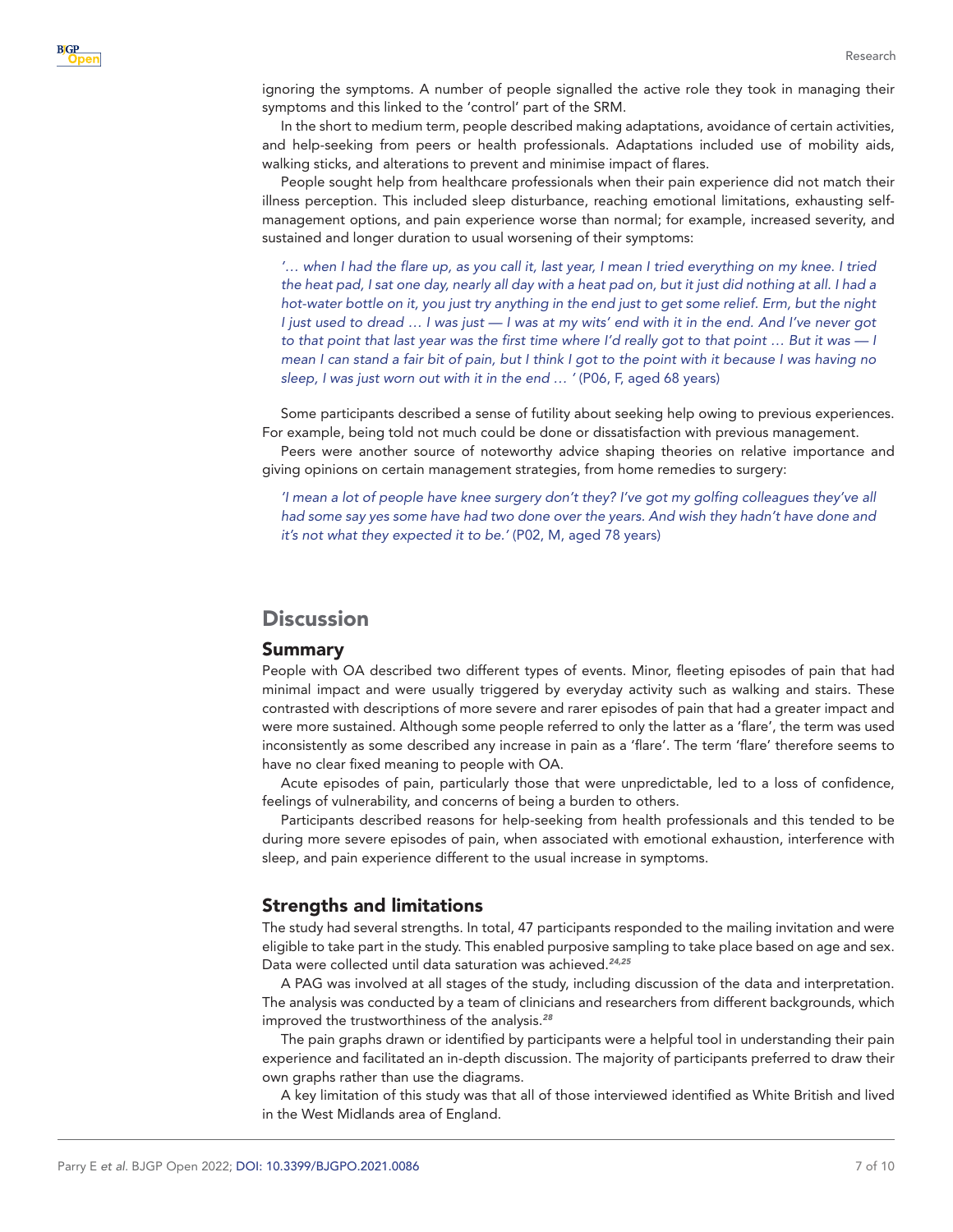ignoring the symptoms. A number of people signalled the active role they took in managing their symptoms and this linked to the 'control' part of the SRM.

In the short to medium term, people described making adaptations, avoidance of certain activities, and help-seeking from peers or health professionals. Adaptations included use of mobility aids, walking sticks, and alterations to prevent and minimise impact of flares.

People sought help from healthcare professionals when their pain experience did not match their illness perception. This included sleep disturbance, reaching emotional limitations, exhausting self-management options, and pain experience worse than normal; for example, increased severity, and sustained and longer duration to usual worsening of their symptoms:

> *'… when I had the flare up, as you call it, last year, I mean I tried everything on my knee. I tried the heat pad, I sat one day, nearly all day with a heat pad on, but it just did nothing at all. I had a hot-water bottle on it, you just try anything in the end just to get some relief. Erm, but the night I just used to dread … I was just — I was at my wits' end with it in the end. And I've never got to that point that last year was the first time where I'd really got to that point … But it was — I mean I can stand a fair bit of pain, but I think I got to the point with it because I was having no sleep, I was just worn out with it in the end … '* (P06, F, aged 68 years)

Some participants described a sense of futility about seeking help owing to previous experiences. For example, being told not much could be done or dissatisfaction with previous management.

Peers were another source of noteworthy advice shaping theories on relative importance and giving opinions on certain management strategies, from home remedies to surgery:

> *'I mean a lot of people have knee surgery don't they? I've got my golfing colleagues they've all had some say yes some have had two done over the years. And wish they hadn't have done and it's not what they expected it to be.'* (P02, M, aged 78 years)

# Discussion

## Summary

People with OA described two different types of events. Minor, fleeting episodes of pain that had minimal impact and were usually triggered by everyday activity such as walking and stairs. These contrasted with descriptions of more severe and rarer episodes of pain that had a greater impact and were more sustained. Although some people referred to only the latter as a 'flare', the term was used inconsistently as some described any increase in pain as a 'flare'. The term 'flare' therefore seems to have no clear fixed meaning to people with OA.

Acute episodes of pain, particularly those that were unpredictable, led to a loss of confidence, feelings of vulnerability, and concerns of being a burden to others.

Participants described reasons for help-seeking from health professionals and this tended to be during more severe episodes of pain, when associated with emotional exhaustion, interference with sleep, and pain experience different to the usual increase in symptoms.

## Strengths and limitations

The study had several strengths. In total, 47 participants responded to the mailing invitation and were eligible to take part in the study. This enabled purposive sampling to take place based on age and sex. Data were collected until data saturation was achieved.[24,25]

A PAG was involved at all stages of the study, including discussion of the data and interpretation. The analysis was conducted by a team of clinicians and researchers from different backgrounds, which improved the trustworthiness of the analysis.[28]

The pain graphs drawn or identified by participants were a helpful tool in understanding their pain experience and facilitated an in-depth discussion. The majority of participants preferred to draw their own graphs rather than use the diagrams.

A key limitation of this study was that all of those interviewed identified as White British and lived in the West Midlands area of England.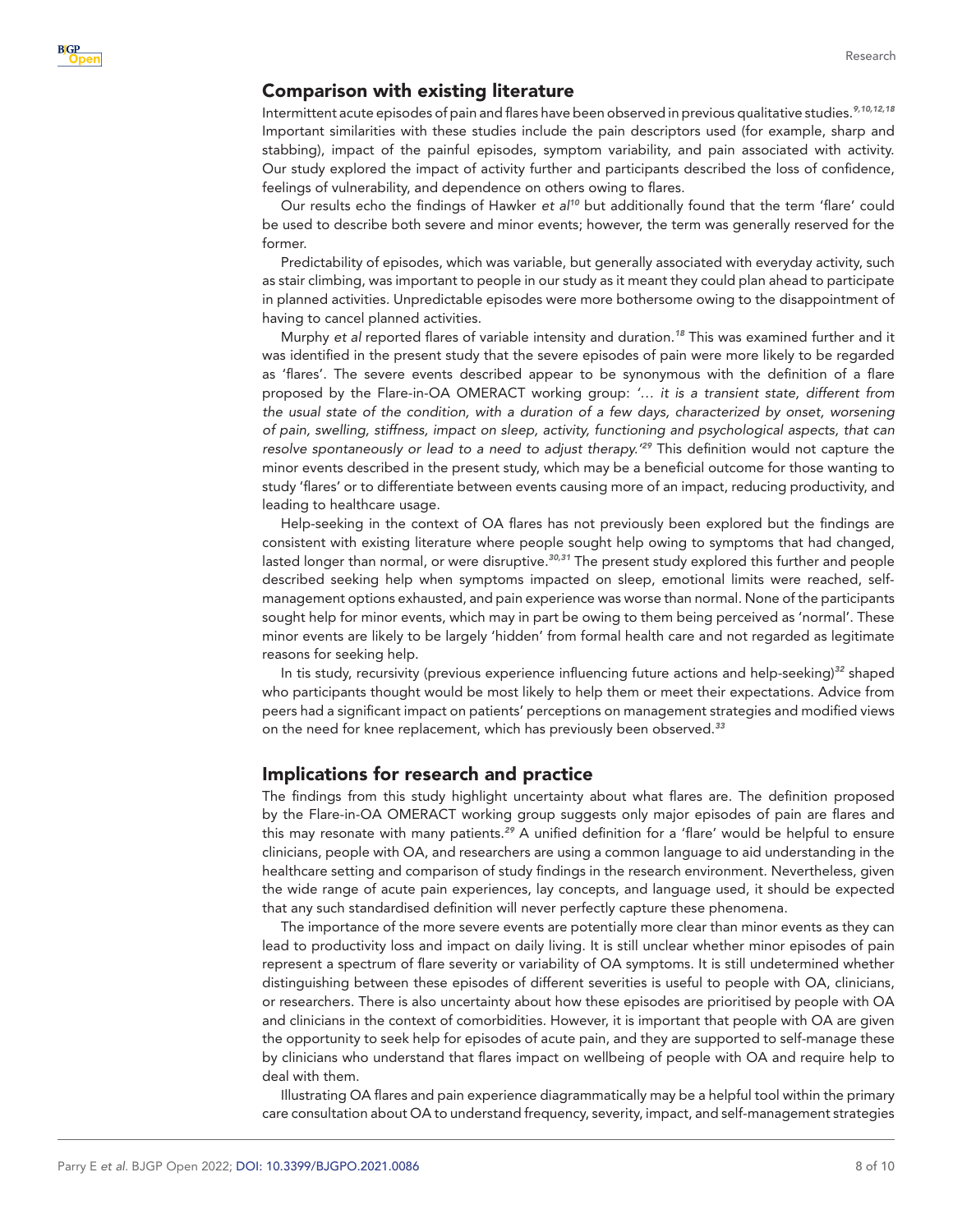## Comparison with existing literature

Intermittent acute episodes of pain and flares have been observed in previous qualitative studies.[9,10,12,18] Important similarities with these studies include the pain descriptors used (for example, sharp and stabbing), impact of the painful episodes, symptom variability, and pain associated with activity. Our study explored the impact of activity further and participants described the loss of confidence, feelings of vulnerability, and dependence on others owing to flares.

Our results echo the findings of Hawker *et al*[10] but additionally found that the term 'flare' could be used to describe both severe and minor events; however, the term was generally reserved for the former.

Predictability of episodes, which was variable, but generally associated with everyday activity, such as stair climbing, was important to people in our study as it meant they could plan ahead to participate in planned activities. Unpredictable episodes were more bothersome owing to the disappointment of having to cancel planned activities.

Murphy *et al* reported flares of variable intensity and duration.[18] This was examined further and it was identified in the present study that the severe episodes of pain were more likely to be regarded as 'flares'. The severe events described appear to be synonymous with the definition of a flare proposed by the Flare-in-OA OMERACT working group: *'… it is a transient state, different from the usual state of the condition, with a duration of a few days, characterized by onset, worsening of pain, swelling, stiffness, impact on sleep, activity, functioning and psychological aspects, that can resolve spontaneously or lead to a need to adjust therapy.'*[29] This definition would not capture the minor events described in the present study, which may be a beneficial outcome for those wanting to study 'flares' or to differentiate between events causing more of an impact, reducing productivity, and leading to healthcare usage.

Help-seeking in the context of OA flares has not previously been explored but the findings are consistent with existing literature where people sought help owing to symptoms that had changed, lasted longer than normal, or were disruptive.[30,31] The present study explored this further and people described seeking help when symptoms impacted on sleep, emotional limits were reached, self-management options exhausted, and pain experience was worse than normal. None of the participants sought help for minor events, which may in part be owing to them being perceived as 'normal'. These minor events are likely to be largely 'hidden' from formal health care and not regarded as legitimate reasons for seeking help.

In tis study, recursivity (previous experience influencing future actions and help-seeking)[32] shaped who participants thought would be most likely to help them or meet their expectations. Advice from peers had a significant impact on patients' perceptions on management strategies and modified views on the need for knee replacement, which has previously been observed.[33]

## Implications for research and practice

The findings from this study highlight uncertainty about what flares are. The definition proposed by the Flare-in-OA OMERACT working group suggests only major episodes of pain are flares and this may resonate with many patients.[29] A unified definition for a 'flare' would be helpful to ensure clinicians, people with OA, and researchers are using a common language to aid understanding in the healthcare setting and comparison of study findings in the research environment. Nevertheless, given the wide range of acute pain experiences, lay concepts, and language used, it should be expected that any such standardised definition will never perfectly capture these phenomena.

The importance of the more severe events are potentially more clear than minor events as they can lead to productivity loss and impact on daily living. It is still unclear whether minor episodes of pain represent a spectrum of flare severity or variability of OA symptoms. It is still undetermined whether distinguishing between these episodes of different severities is useful to people with OA, clinicians, or researchers. There is also uncertainty about how these episodes are prioritised by people with OA and clinicians in the context of comorbidities. However, it is important that people with OA are given the opportunity to seek help for episodes of acute pain, and they are supported to self-manage these by clinicians who understand that flares impact on wellbeing of people with OA and require help to deal with them.

Illustrating OA flares and pain experience diagrammatically may be a helpful tool within the primary care consultation about OA to understand frequency, severity, impact, and self-management strategies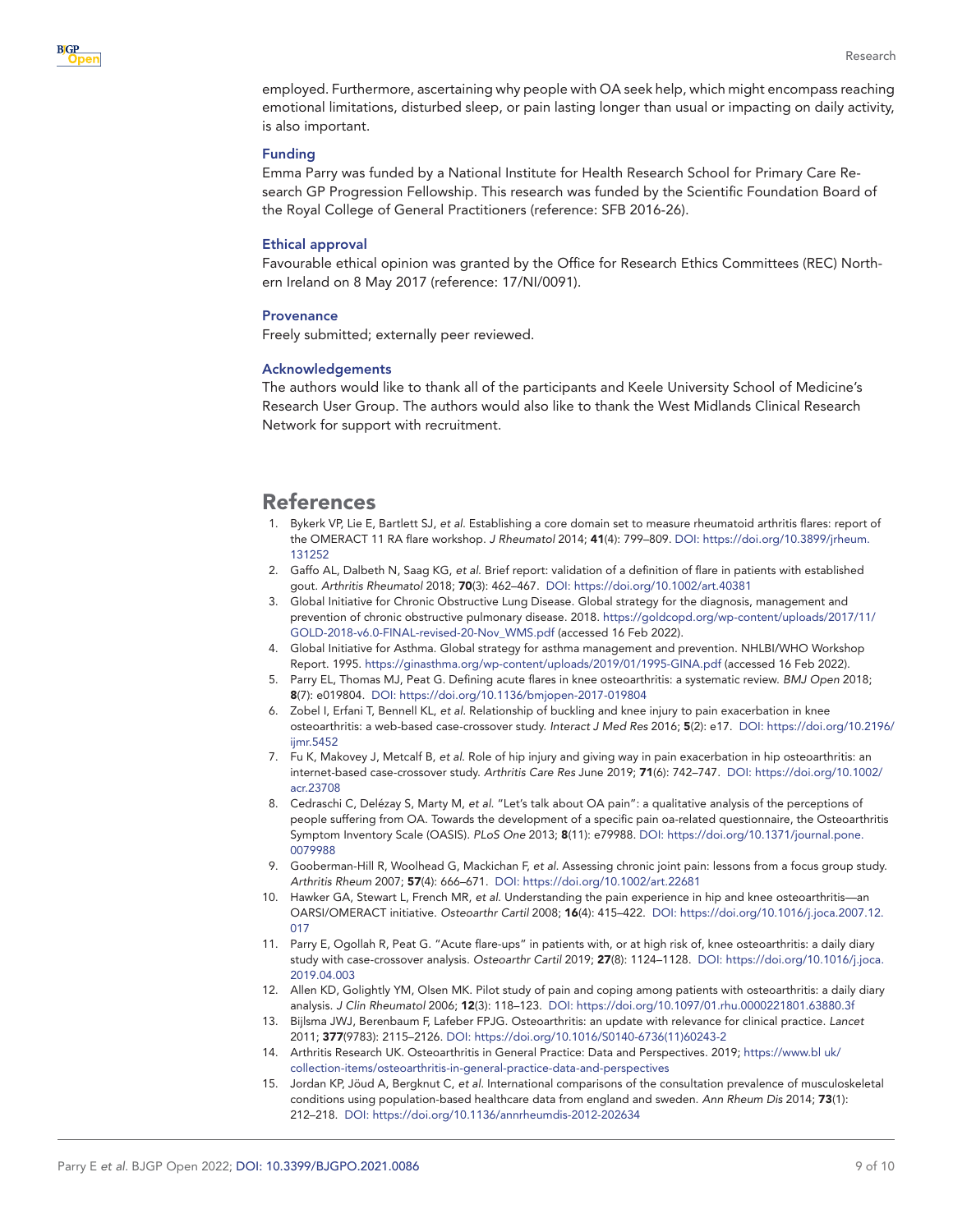employed. Furthermore, ascertaining why people with OA seek help, which might encompass reaching emotional limitations, disturbed sleep, or pain lasting longer than usual or impacting on daily activity, is also important.

### Funding

Emma Parry was funded by a National Institute for Health Research School for Primary Care Research GP Progression Fellowship. This research was funded by the Scientific Foundation Board of the Royal College of General Practitioners (reference: SFB 2016-26).

### Ethical approval

Favourable ethical opinion was granted by the Office for Research Ethics Committees (REC) Northern Ireland on 8 May 2017 (reference: 17/NI/0091).

### Provenance

Freely submitted; externally peer reviewed.

### Acknowledgements

The authors would like to thank all of the participants and Keele University School of Medicine's Research User Group. The authors would also like to thank the West Midlands Clinical Research Network for support with recruitment.

## References

1. Bykerk VP, Lie E, Bartlett SJ, *et al*. Establishing a core domain set to measure rheumatoid arthritis flares: report of the OMERACT 11 RA flare workshop. *J Rheumatol* 2014; **41**(4): 799–809. DOI: https://doi.org/10.3899/jrheum.131252
2. Gaffo AL, Dalbeth N, Saag KG, *et al*. Brief report: validation of a definition of flare in patients with established gout. *Arthritis Rheumatol* 2018; **70**(3): 462–467. DOI: https://doi.org/10.1002/art.40381
3. Global Initiative for Chronic Obstructive Lung Disease. Global strategy for the diagnosis, management and prevention of chronic obstructive pulmonary disease. 2018. https://goldcopd.org/wp-content/uploads/2017/11/GOLD-2018-v6.0-FINAL-revised-20-Nov_WMS.pdf (accessed 16 Feb 2022).
4. Global Initiative for Asthma. Global strategy for asthma management and prevention. NHLBI/WHO Workshop Report. 1995. https://ginasthma.org/wp-content/uploads/2019/01/1995-GINA.pdf (accessed 16 Feb 2022).
5. Parry EL, Thomas MJ, Peat G. Defining acute flares in knee osteoarthritis: a systematic review. *BMJ Open* 2018; **8**(7): e019804. DOI: https://doi.org/10.1136/bmjopen-2017-019804
6. Zobel I, Erfani T, Bennell KL, *et al*. Relationship of buckling and knee injury to pain exacerbation in knee osteoarthritis: a web-based case-crossover study. *Interact J Med Res* 2016; **5**(2): e17. DOI: https://doi.org/10.2196/ijmr.5452
7. Fu K, Makovey J, Metcalf B, *et al*. Role of hip injury and giving way in pain exacerbation in hip osteoarthritis: an internet-based case-crossover study. *Arthritis Care Res* June 2019; **71**(6): 742–747. DOI: https://doi.org/10.1002/acr.23708
8. Cedraschi C, Delézay S, Marty M, *et al*. "Let's talk about OA pain": a qualitative analysis of the perceptions of people suffering from OA. Towards the development of a specific pain oa-related questionnaire, the Osteoarthritis Symptom Inventory Scale (OASIS). *PLoS One* 2013; **8**(11): e79988. DOI: https://doi.org/10.1371/journal.pone.0079988
9. Gooberman-Hill R, Woolhead G, Mackichan F, *et al*. Assessing chronic joint pain: lessons from a focus group study. *Arthritis Rheum* 2007; **57**(4): 666–671. DOI: https://doi.org/10.1002/art.22681
10. Hawker GA, Stewart L, French MR, *et al*. Understanding the pain experience in hip and knee osteoarthritis—an OARSI/OMERACT initiative. *Osteoarthr Cartil* 2008; **16**(4): 415–422. DOI: https://doi.org/10.1016/j.joca.2007.12.017
11. Parry E, Ogollah R, Peat G. "Acute flare-ups" in patients with, or at high risk of, knee osteoarthritis: a daily diary study with case-crossover analysis. *Osteoarthr Cartil* 2019; **27**(8): 1124–1128. DOI: https://doi.org/10.1016/j.joca.2019.04.003
12. Allen KD, Golightly YM, Olsen MK. Pilot study of pain and coping among patients with osteoarthritis: a daily diary analysis. *J Clin Rheumatol* 2006; **12**(3): 118–123. DOI: https://doi.org/10.1097/01.rhu.0000221801.63880.3f
13. Bijlsma JWJ, Berenbaum F, Lafeber FPJG. Osteoarthritis: an update with relevance for clinical practice. *Lancet* 2011; **377**(9783): 2115–2126. DOI: https://doi.org/10.1016/S0140-6736(11)60243-2
14. Arthritis Research UK. Osteoarthritis in General Practice: Data and Perspectives. 2019; https://www.bl uk/collection-items/osteoarthritis-in-general-practice-data-and-perspectives
15. Jordan KP, Jöud A, Bergknut C, *et al*. International comparisons of the consultation prevalence of musculoskeletal conditions using population-based healthcare data from england and sweden. *Ann Rheum Dis* 2014; **73**(1): 212–218. DOI: https://doi.org/10.1136/annrheumdis-2012-202634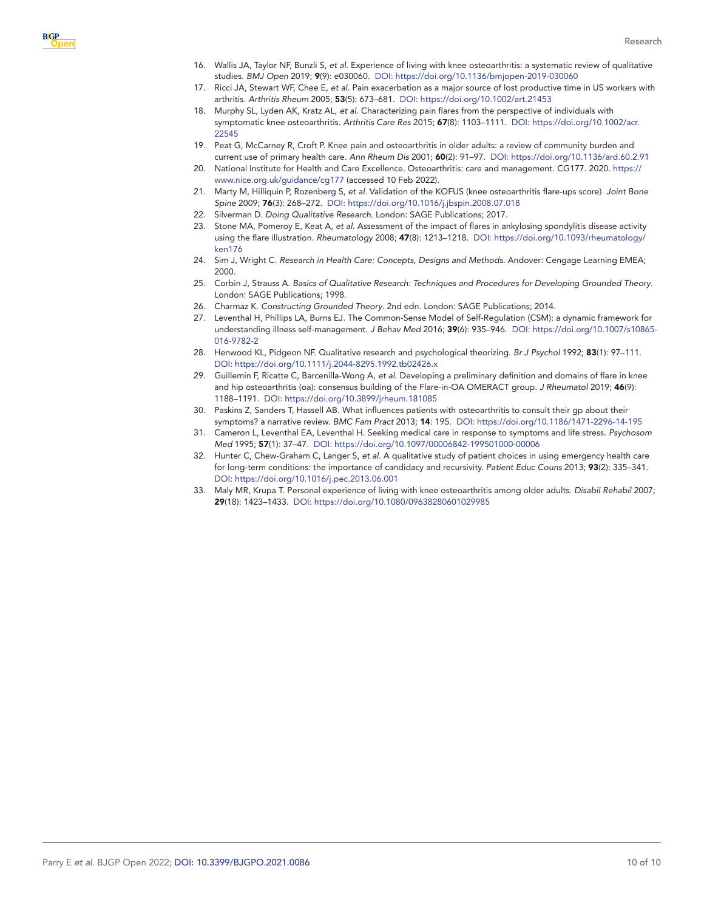16. Wallis JA, Taylor NF, Bunzli S, *et al*. Experience of living with knee osteoarthritis: a systematic review of qualitative studies. *BMJ Open* 2019; **9**(9): e030060. DOI: https://doi.org/10.1136/bmjopen-2019-030060
17. Ricci JA, Stewart WF, Chee E, *et al*. Pain exacerbation as a major source of lost productive time in US workers with arthritis. *Arthritis Rheum* 2005; **53**(5): 673–681. DOI: https://doi.org/10.1002/art.21453
18. Murphy SL, Lyden AK, Kratz AL, *et al*. Characterizing pain flares from the perspective of individuals with symptomatic knee osteoarthritis. *Arthritis Care Res* 2015; **67**(8): 1103–1111. DOI: https://doi.org/10.1002/acr.22545
19. Peat G, McCarney R, Croft P. Knee pain and osteoarthritis in older adults: a review of community burden and current use of primary health care. *Ann Rheum Dis* 2001; **60**(2): 91–97. DOI: https://doi.org/10.1136/ard.60.2.91
20. National Institute for Health and Care Excellence. Osteoarthritis: care and management. CG177. 2020. https://www.nice.org.uk/guidance/cg177 (accessed 10 Feb 2022).
21. Marty M, Hilliquin P, Rozenberg S, *et al*. Validation of the KOFUS (knee osteoarthritis flare-ups score). *Joint Bone Spine* 2009; **76**(3): 268–272. DOI: https://doi.org/10.1016/j.jbspin.2008.07.018
22. Silverman D. *Doing Qualitative Research*. London: SAGE Publications; 2017.
23. Stone MA, Pomeroy E, Keat A, *et al*. Assessment of the impact of flares in ankylosing spondylitis disease activity using the flare illustration. *Rheumatology* 2008; **47**(8): 1213–1218. DOI: https://doi.org/10.1093/rheumatology/ken176
24. Sim J, Wright C. *Research in Health Care: Concepts, Designs and Methods*. Andover: Cengage Learning EMEA; 2000.
25. Corbin J, Strauss A. *Basics of Qualitative Research: Techniques and Procedures for Developing Grounded Theory*. London: SAGE Publications; 1998.
26. Charmaz K. *Constructing Grounded Theory*. 2nd edn. London: SAGE Publications; 2014.
27. Leventhal H, Phillips LA, Burns EJ. The Common-Sense Model of Self-Regulation (CSM): a dynamic framework for understanding illness self-management. *J Behav Med* 2016; **39**(6): 935–946. DOI: https://doi.org/10.1007/s10865-016-9782-2
28. Henwood KL, Pidgeon NF. Qualitative research and psychological theorizing. *Br J Psychol* 1992; **83**(1): 97–111. DOI: https://doi.org/10.1111/j.2044-8295.1992.tb02426.x
29. Guillemin F, Ricatte C, Barcenilla-Wong A, *et al*. Developing a preliminary definition and domains of flare in knee and hip osteoarthritis (oa): consensus building of the Flare-in-OA OMERACT group. *J Rheumatol* 2019; **46**(9): 1188–1191. DOI: https://doi.org/10.3899/jrheum.181085
30. Paskins Z, Sanders T, Hassell AB. What influences patients with osteoarthritis to consult their gp about their symptoms? a narrative review. *BMC Fam Pract* 2013; **14**: 195. DOI: https://doi.org/10.1186/1471-2296-14-195
31. Cameron L, Leventhal EA, Leventhal H. Seeking medical care in response to symptoms and life stress. *Psychosom Med* 1995; **57**(1): 37–47. DOI: https://doi.org/10.1097/00006842-199501000-00006
32. Hunter C, Chew-Graham C, Langer S, *et al*. A qualitative study of patient choices in using emergency health care for long-term conditions: the importance of candidacy and recursivity. *Patient Educ Couns* 2013; **93**(2): 335–341. DOI: https://doi.org/10.1016/j.pec.2013.06.001
33. Maly MR, Krupa T. Personal experience of living with knee osteoarthritis among older adults. *Disabil Rehabil* 2007; **29**(18): 1423–1433. DOI: https://doi.org/10.1080/09638280601029985